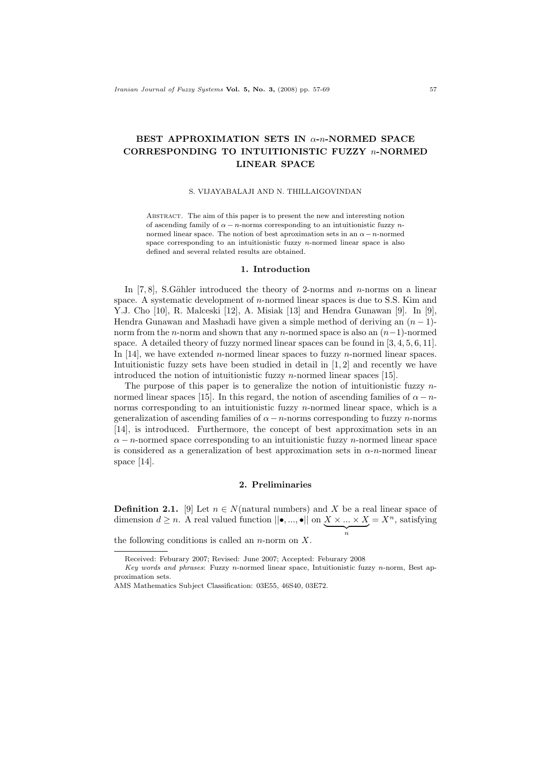# BEST APPROXIMATION SETS IN $\alpha$-$n$-NORMED SPACE CORRESPONDING TO INTUITIONISTIC FUZZY $n$-NORMED LINEAR SPACE

S. VIJAYABALAJI AND N. THILLAIGOVINDAN

Abstract. The aim of this paper is to present the new and interesting notion of ascending family of $\alpha - n$-norms corresponding to an intuitionistic fuzzy $n$-normed linear space. The notion of best aproximation sets in an $\alpha - n$-normed space corresponding to an intuitionistic fuzzy $n$-normed linear space is also defined and several related results are obtained.

## 1. Introduction

In [7, 8], S.Gähler introduced the theory of 2-norms and $n$-norms on a linear space. A systematic development of $n$-normed linear spaces is due to S.S. Kim and Y.J. Cho [10], R. Malceski [12], A. Misiak [13] and Hendra Gunawan [9]. In [9], Hendra Gunawan and Mashadi have given a simple method of deriving an $(n-1)$-norm from the $n$-norm and shown that any $n$-normed space is also an $(n-1)$-normed space. A detailed theory of fuzzy normed linear spaces can be found in [3, 4, 5, 6, 11]. In [14], we have extended $n$-normed linear spaces to fuzzy $n$-normed linear spaces. Intuitionistic fuzzy sets have been studied in detail in [1, 2] and recently we have introduced the notion of intuitionistic fuzzy $n$-normed linear spaces [15].

The purpose of this paper is to generalize the notion of intuitionistic fuzzy $n$-normed linear spaces [15]. In this regard, the notion of ascending families of $\alpha - n$-norms corresponding to an intuitionistic fuzzy $n$-normed linear space, which is a generalization of ascending families of $\alpha - n$-norms corresponding to fuzzy $n$-norms [14], is introduced. Furthermore, the concept of best approximation sets in an $\alpha - n$-normed space corresponding to an intuitionistic fuzzy $n$-normed linear space is considered as a generalization of best approximation sets in $\alpha$-$n$-normed linear space [14].

## 2. Preliminaries

**Definition 2.1.** [9] Let $n \in N$(natural numbers) and $X$ be a real linear space of dimension $d \geq n$. A real valued function $||\bullet, ..., \bullet||$ on $\underbrace{X \times ... \times X}_{n} = X^n$, satisfying the following conditions is called an $n$-norm on $X$.

---

Received: Feburary 2007; Revised: June 2007; Accepted: Feburary 2008

*Key words and phrases*: Fuzzy $n$-normed linear space, Intuitionistic fuzzy $n$-norm, Best approximation sets.

AMS Mathematics Subject Classification: 03E55, 46S40, 03E72.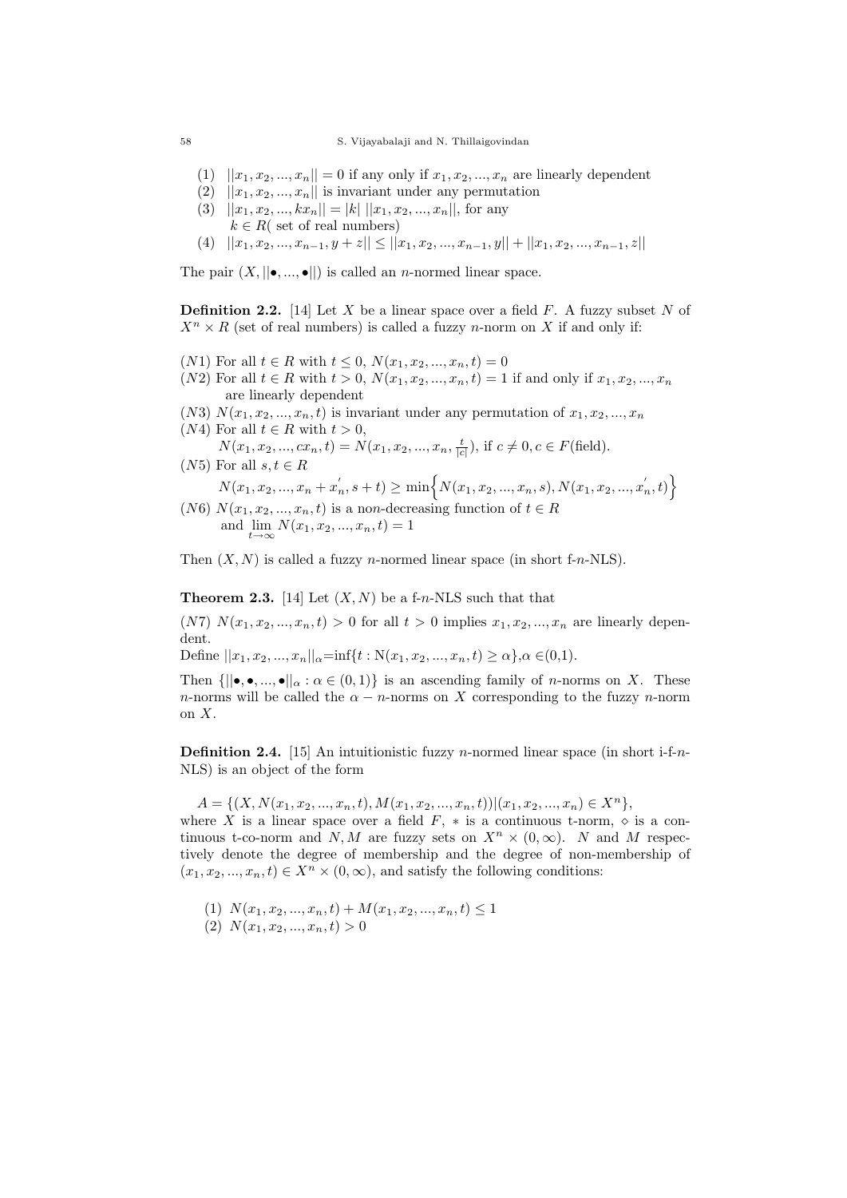(1) $||x_1, x_2, ..., x_n|| = 0$ if any only if $x_1, x_2, ..., x_n$ are linearly dependent
(2) $||x_1, x_2, ..., x_n||$ is invariant under any permutation
(3) $||x_1, x_2, ..., kx_n|| = |k| \, ||x_1, x_2, ..., x_n||$, for any $k \in R$( set of real numbers)
(4) $||x_1, x_2, ..., x_{n-1}, y + z|| \leq ||x_1, x_2, ..., x_{n-1}, y|| + ||x_1, x_2, ..., x_{n-1}, z||$

The pair $(X, ||\bullet, ..., \bullet||)$ is called an $n$-normed linear space.

**Definition 2.2.** [14] Let $X$ be a linear space over a field $F$. A fuzzy subset $N$ of $X^n \times R$ (set of real numbers) is called a fuzzy $n$-norm on $X$ if and only if:

($N1$) For all $t \in R$ with $t \leq 0$, $N(x_1, x_2, ..., x_n, t) = 0$
($N2$) For all $t \in R$ with $t > 0$, $N(x_1, x_2, ..., x_n, t) = 1$ if and only if $x_1, x_2, ..., x_n$ are linearly dependent
($N3$) $N(x_1, x_2, ..., x_n, t)$ is invariant under any permutation of $x_1, x_2, ..., x_n$
($N4$) For all $t \in R$ with $t > 0$,
$N(x_1, x_2, ..., cx_n, t) = N(x_1, x_2, ..., x_n, \frac{t}{|c|})$, if $c \neq 0, c \in F$(field).
($N5$) For all $s, t \in R$
$N(x_1, x_2, ..., x_n + x_n^{'}, s + t) \geq \min\Big\{N(x_1, x_2, ..., x_n, s), N(x_1, x_2, ..., x_n^{'}, t)\Big\}$
($N6$) $N(x_1, x_2, ..., x_n, t)$ is a non-decreasing function of $t \in R$ and $\lim_{t\to\infty} N(x_1, x_2, ..., x_n, t) = 1$

Then $(X, N)$ is called a fuzzy $n$-normed linear space (in short f-$n$-NLS).

**Theorem 2.3.** [14] Let $(X, N)$ be a f-$n$-NLS such that that

($N7$) $N(x_1, x_2, ..., x_n, t) > 0$ for all $t > 0$ implies $x_1, x_2, ..., x_n$ are linearly dependent.

Define $||x_1, x_2, ..., x_n||_\alpha = \inf\{t : \mathrm{N}(x_1, x_2, ..., x_n, t) \geq \alpha\}, \alpha \in (0,1)$.

Then $\{||\bullet, \bullet, ..., \bullet||_\alpha : \alpha \in (0, 1)\}$ is an ascending family of $n$-norms on $X$. These $n$-norms will be called the $\alpha - n$-norms on $X$ corresponding to the fuzzy $n$-norm on $X$.

**Definition 2.4.** [15] An intuitionistic fuzzy $n$-normed linear space (in short i-f-$n$-NLS) is an object of the form

$A = \{(X, N(x_1, x_2, ..., x_n, t), M(x_1, x_2, ..., x_n, t)) | (x_1, x_2, ..., x_n) \in X^n\}$,
where $X$ is a linear space over a field $F$, $*$ is a continuous t-norm, $\diamond$ is a continuous t-co-norm and $N, M$ are fuzzy sets on $X^n \times (0, \infty)$. $N$ and $M$ respectively denote the degree of membership and the degree of non-membership of $(x_1, x_2, ..., x_n, t) \in X^n \times (0, \infty)$, and satisfy the following conditions:

(1) $N(x_1, x_2, ..., x_n, t) + M(x_1, x_2, ..., x_n, t) \leq 1$
(2) $N(x_1, x_2, ..., x_n, t) > 0$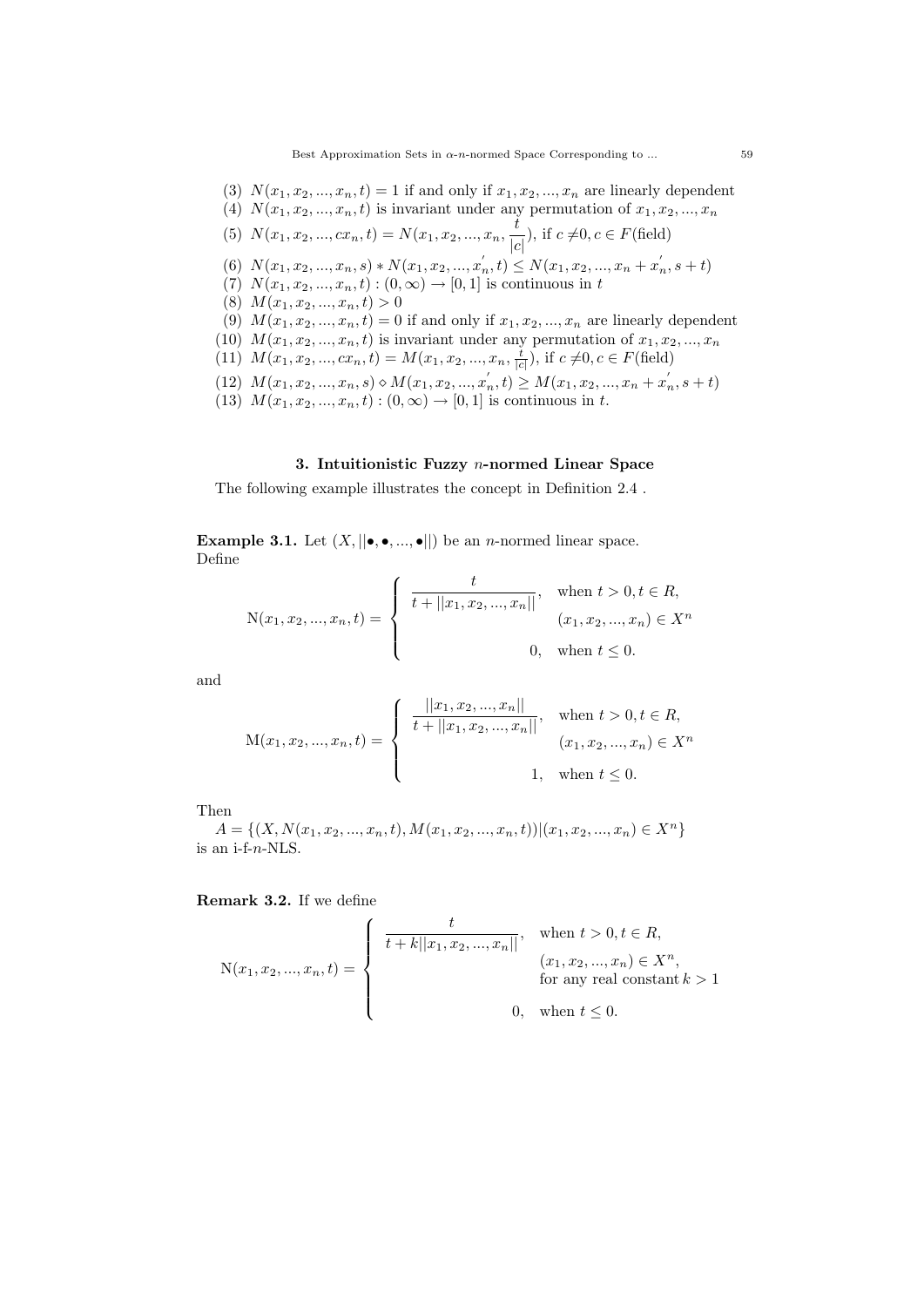(3) $N(x_1, x_2, ..., x_n, t) = 1$ if and only if $x_1, x_2, ..., x_n$ are linearly dependent

(4) $N(x_1, x_2, ..., x_n, t)$ is invariant under any permutation of $x_1, x_2, ..., x_n$

(5) $N(x_1, x_2, ..., cx_n, t) = N(x_1, x_2, ..., x_n, \frac{t}{|c|})$, if $c \neq 0, c \in F$(field)

(6) $N(x_1, x_2, ..., x_n, s) * N(x_1, x_2, ..., x_n^{'}, t) \leq N(x_1, x_2, ..., x_n + x_n^{'}, s + t)$

(7) $N(x_1, x_2, ..., x_n, t) : (0, \infty) \to [0, 1]$ is continuous in $t$

(8) $M(x_1, x_2, ..., x_n, t) > 0$

(9) $M(x_1, x_2, ..., x_n, t) = 0$ if and only if $x_1, x_2, ..., x_n$ are linearly dependent

(10) $M(x_1, x_2, ..., x_n, t)$ is invariant under any permutation of $x_1, x_2, ..., x_n$

(11) $M(x_1, x_2, ..., cx_n, t) = M(x_1, x_2, ..., x_n, \frac{t}{|c|})$, if $c \neq 0, c \in F$(field)

(12) $M(x_1, x_2, ..., x_n, s) \diamond M(x_1, x_2, ..., x_n^{'}, t) \geq M(x_1, x_2, ..., x_n + x_n^{'}, s + t)$

(13) $M(x_1, x_2, ..., x_n, t) : (0, \infty) \to [0, 1]$ is continuous in $t$.

## 3. Intuitionistic Fuzzy $n$-normed Linear Space

The following example illustrates the concept in Definition 2.4 .

**Example 3.1.** Let $(X, ||\bullet, \bullet, ..., \bullet||)$ be an $n$-normed linear space.
Define

$$\mathrm{N}(x_1, x_2, ..., x_n, t) = \begin{cases} \dfrac{t}{t + ||x_1, x_2, ..., x_n||}, & \text{when } t > 0, t \in R, \\ & (x_1, x_2, ..., x_n) \in X^n \\ 0, & \text{when } t \leq 0. \end{cases}$$

and

$$\mathrm{M}(x_1, x_2, ..., x_n, t) = \begin{cases} \dfrac{||x_1, x_2, ..., x_n||}{t + ||x_1, x_2, ..., x_n||}, & \text{when } t > 0, t \in R, \\ & (x_1, x_2, ..., x_n) \in X^n \\ 1, & \text{when } t \leq 0. \end{cases}$$

Then
$A = \{(X, N(x_1, x_2, ..., x_n, t), M(x_1, x_2, ..., x_n, t)) | (x_1, x_2, ..., x_n) \in X^n\}$
is an i-f-$n$-NLS.

**Remark 3.2.** If we define

$$\mathrm{N}(x_1, x_2, ..., x_n, t) = \begin{cases} \dfrac{t}{t + k||x_1, x_2, ..., x_n||}, & \text{when } t > 0, t \in R, \\ & (x_1, x_2, ..., x_n) \in X^n, \\ & \text{for any real constant } k > 1 \\ 0, & \text{when } t \leq 0. \end{cases}$$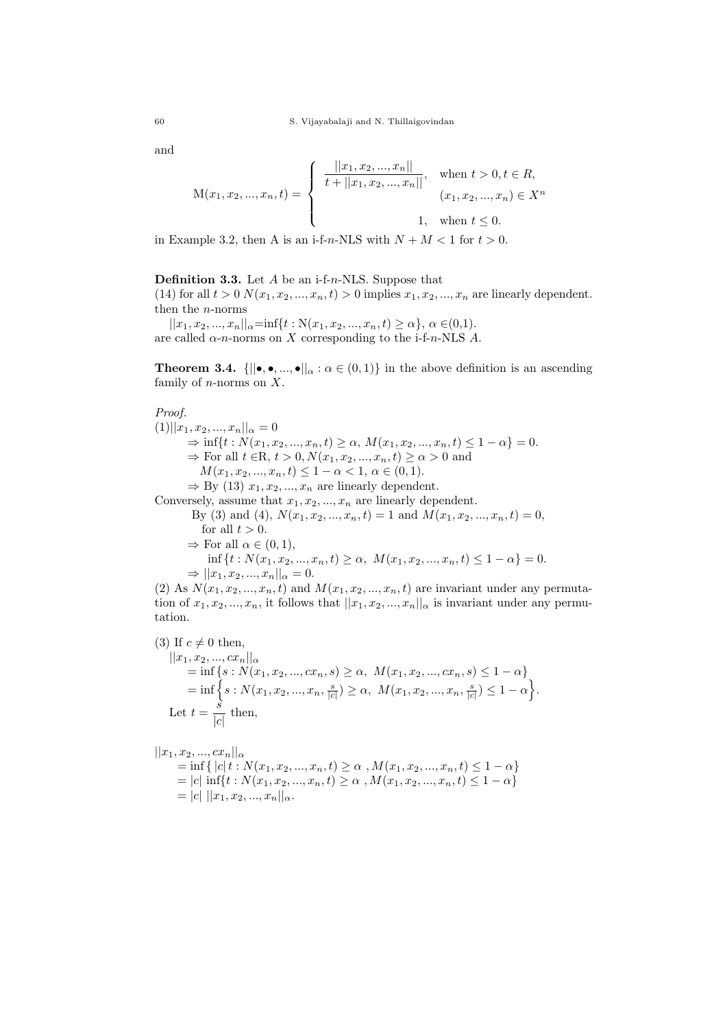and

$$
\mathrm{M}(x_1, x_2, ..., x_n, t) = \begin{cases} \dfrac{||x_1, x_2, ..., x_n||}{t + ||x_1, x_2, ..., x_n||}, & \text{when } t > 0, t \in R, \\ & (x_1, x_2, ..., x_n) \in X^n \\ 1, & \text{when } t \leq 0. \end{cases}
$$

in Example 3.2, then A is an i-f-$n$-NLS with $N + M < 1$ for $t > 0$.

**Definition 3.3.** Let $A$ be an i-f-$n$-NLS. Suppose that
(14) for all $t > 0$ $N(x_1, x_2, ..., x_n, t) > 0$ implies $x_1, x_2, ..., x_n$ are linearly dependent. then the $n$-norms

$||x_1, x_2, ..., x_n||_\alpha = \inf\{t : \mathrm{N}(x_1, x_2, ..., x_n, t) \geq \alpha\}$, $\alpha \in (0,1)$.
are called $\alpha$-$n$-norms on $X$ corresponding to the i-f-$n$-NLS $A$.

**Theorem 3.4.** $\{||\bullet, \bullet, ..., \bullet||_\alpha : \alpha \in (0, 1)\}$ in the above definition is an ascending family of $n$-norms on $X$.

*Proof.*
(1) $||x_1, x_2, ..., x_n||_\alpha = 0$
$\Rightarrow \inf\{t : N(x_1, x_2, ..., x_n, t) \geq \alpha,\ M(x_1, x_2, ..., x_n, t) \leq 1 - \alpha\} = 0.$
$\Rightarrow$ For all $t \in \mathrm{R}$, $t > 0$, $N(x_1, x_2, ..., x_n, t) \geq \alpha > 0$ and
$M(x_1, x_2, ..., x_n, t) \leq 1 - \alpha < 1$, $\alpha \in (0, 1)$.
$\Rightarrow$ By (13) $x_1, x_2, ..., x_n$ are linearly dependent.
Conversely, assume that $x_1, x_2, ..., x_n$ are linearly dependent.
By (3) and (4), $N(x_1, x_2, ..., x_n, t) = 1$ and $M(x_1, x_2, ..., x_n, t) = 0$, for all $t > 0$.
$\Rightarrow$ For all $\alpha \in (0, 1)$,
$\inf\{t : N(x_1, x_2, ..., x_n, t) \geq \alpha,\ M(x_1, x_2, ..., x_n, t) \leq 1 - \alpha\} = 0.$
$\Rightarrow ||x_1, x_2, ..., x_n||_\alpha = 0.$
(2) As $N(x_1, x_2, ..., x_n, t)$ and $M(x_1, x_2, ..., x_n, t)$ are invariant under any permutation of $x_1, x_2, ..., x_n$, it follows that $||x_1, x_2, ..., x_n||_\alpha$ is invariant under any permutation.

(3) If $c \neq 0$ then,

$$
\begin{aligned}
&||x_1, x_2, ..., cx_n||_\alpha \\
&= \inf\{s : N(x_1, x_2, ..., cx_n, s) \geq \alpha,\ M(x_1, x_2, ..., cx_n, s) \leq 1 - \alpha\} \\
&= \inf\Big\{s : N(x_1, x_2, ..., x_n, \tfrac{s}{|c|}) \geq \alpha,\ M(x_1, x_2, ..., x_n, \tfrac{s}{|c|}) \leq 1 - \alpha\Big\}.
\end{aligned}
$$

Let $t = \dfrac{s}{|c|}$ then,

$$
\begin{aligned}
&||x_1, x_2, ..., cx_n||_\alpha \\
&= \inf\{\, |c|\, t : N(x_1, x_2, ..., x_n, t) \geq \alpha\ , M(x_1, x_2, ..., x_n, t) \leq 1 - \alpha\} \\
&= |c| \inf\{t : N(x_1, x_2, ..., x_n, t) \geq \alpha\ , M(x_1, x_2, ..., x_n, t) \leq 1 - \alpha\} \\
&= |c|\ ||x_1, x_2, ..., x_n||_\alpha.
\end{aligned}
$$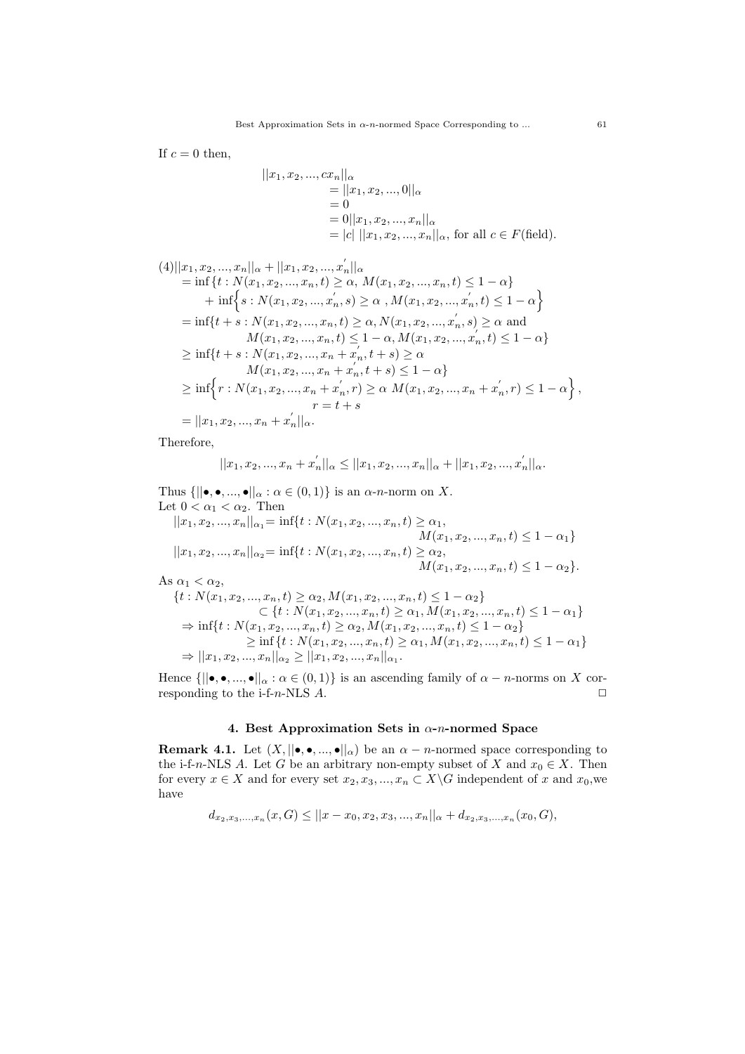If $c = 0$ then,

$$
\begin{aligned}
&||x_1, x_2, ..., cx_n||_\alpha \\
&= ||x_1, x_2, ..., 0||_\alpha \\
&= 0 \\
&= 0||x_1, x_2, ..., x_n||_\alpha \\
&= |c|\ ||x_1, x_2, ..., x_n||_\alpha, \text{ for all } c \in F(\text{field}).
\end{aligned}
$$

$$
\begin{aligned}
(4)&||x_1, x_2, ..., x_n||_\alpha + ||x_1, x_2, ..., x_n^{'}||_\alpha \\
&= \inf\{t : N(x_1, x_2, ..., x_n, t) \geq \alpha,\ M(x_1, x_2, ..., x_n, t) \leq 1 - \alpha\} \\
&\quad + \inf\Big\{s : N(x_1, x_2, ..., x_n^{'}, s) \geq \alpha\ , M(x_1, x_2, ..., x_n^{'}, t) \leq 1 - \alpha\Big\} \\
&= \inf\{t + s : N(x_1, x_2, ..., x_n, t) \geq \alpha, N(x_1, x_2, ..., x_n^{'}, s) \geq \alpha \text{ and} \\
&\qquad M(x_1, x_2, ..., x_n, t) \leq 1 - \alpha, M(x_1, x_2, ..., x_n^{'}, t) \leq 1 - \alpha\} \\
&\geq \inf\{t + s : N(x_1, x_2, ..., x_n + x_n^{'}, t + s) \geq \alpha \\
&\qquad M(x_1, x_2, ..., x_n + x_n^{'}, t + s) \leq 1 - \alpha\} \\
&\geq \inf\Big\{r : N(x_1, x_2, ..., x_n + x_n^{'}, r) \geq \alpha\ M(x_1, x_2, ..., x_n + x_n^{'}, r) \leq 1 - \alpha\Big\}, \\
&\qquad r = t + s \\
&= ||x_1, x_2, ..., x_n + x_n^{'}||_\alpha.
\end{aligned}
$$

Therefore,

$$
||x_1, x_2, ..., x_n + x_n^{'}||_\alpha \leq ||x_1, x_2, ..., x_n||_\alpha + ||x_1, x_2, ..., x_n^{'}||_\alpha.
$$

Thus $\{||\bullet, \bullet, ..., \bullet||_\alpha : \alpha \in (0, 1)\}$ is an $\alpha$-$n$-norm on $X$.
Let $0 < \alpha_1 < \alpha_2$. Then

$$
\begin{aligned}
||x_1, x_2, ..., x_n||_{\alpha_1} &= \inf\{t : N(x_1, x_2, ..., x_n, t) \geq \alpha_1, \\
&\qquad M(x_1, x_2, ..., x_n, t) \leq 1 - \alpha_1\} \\
||x_1, x_2, ..., x_n||_{\alpha_2} &= \inf\{t : N(x_1, x_2, ..., x_n, t) \geq \alpha_2, \\
&\qquad M(x_1, x_2, ..., x_n, t) \leq 1 - \alpha_2\}.
\end{aligned}
$$

As $\alpha_1 < \alpha_2$,

$$
\begin{aligned}
&\{t : N(x_1, x_2, ..., x_n, t) \geq \alpha_2, M(x_1, x_2, ..., x_n, t) \leq 1 - \alpha_2\} \\
&\qquad \subset \{t : N(x_1, x_2, ..., x_n, t) \geq \alpha_1, M(x_1, x_2, ..., x_n, t) \leq 1 - \alpha_1\} \\
&\Rightarrow \inf\{t : N(x_1, x_2, ..., x_n, t) \geq \alpha_2, M(x_1, x_2, ..., x_n, t) \leq 1 - \alpha_2\} \\
&\qquad \geq \inf\{t : N(x_1, x_2, ..., x_n, t) \geq \alpha_1, M(x_1, x_2, ..., x_n, t) \leq 1 - \alpha_1\} \\
&\Rightarrow ||x_1, x_2, ..., x_n||_{\alpha_2} \geq ||x_1, x_2, ..., x_n||_{\alpha_1}.
\end{aligned}
$$

Hence $\{||\bullet, \bullet, ..., \bullet||_\alpha : \alpha \in (0, 1)\}$ is an ascending family of $\alpha - n$-norms on $X$ corresponding to the i-f-$n$-NLS $A$. □

### 4. Best Approximation Sets in $\alpha$-$n$-normed Space

**Remark 4.1.** Let $(X, ||\bullet, \bullet, ..., \bullet||_\alpha)$ be an $\alpha - n$-normed space corresponding to the i-f-$n$-NLS $A$. Let $G$ be an arbitrary non-empty subset of $X$ and $x_0 \in X$. Then for every $x \in X$ and for every set $x_2, x_3, ..., x_n \subset X \backslash G$ independent of $x$ and $x_0$,we have

$$
d_{x_2, x_3, ..., x_n}(x, G) \leq ||x - x_0, x_2, x_3, ..., x_n||_\alpha + d_{x_2, x_3, ..., x_n}(x_0, G),
$$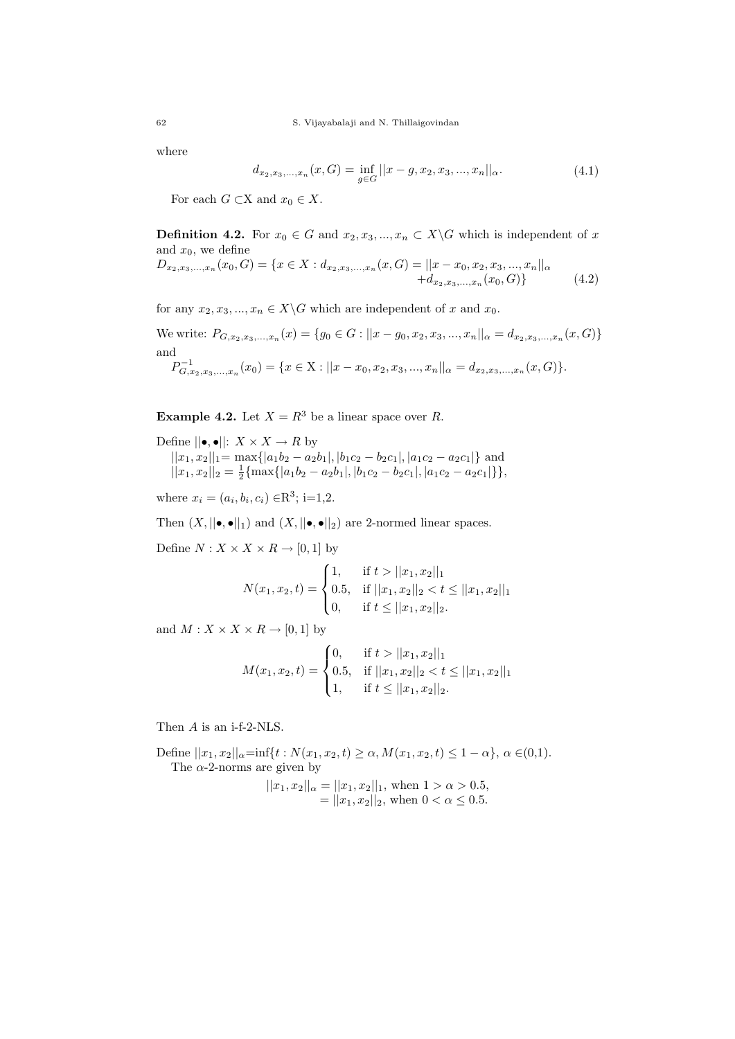where

$$d_{x_2,x_3,...,x_n}(x,G) = \inf_{g \in G} ||x - g, x_2, x_3, ..., x_n||_\alpha. \tag{4.1}$$

For each $G \subset$X and $x_0 \in X$.

**Definition 4.2.** For $x_0 \in G$ and $x_2, x_3, ..., x_n \subset X \backslash G$ which is independent of $x$ and $x_0$, we define

$$D_{x_2,x_3,...,x_n}(x_0, G) = \{x \in X : d_{x_2,x_3,...,x_n}(x,G) = ||x - x_0, x_2, x_3, ..., x_n||_\alpha + d_{x_2,x_3,...,x_n}(x_0, G)\} \tag{4.2}$$

for any $x_2, x_3, ..., x_n \in X \backslash G$ which are independent of $x$ and $x_0$.

We write: $P_{G,x_2,x_3,...,x_n}(x) = \{g_0 \in G : ||x - g_0, x_2, x_3, ..., x_n||_\alpha = d_{x_2,x_3,...,x_n}(x,G)\}$ and

$P^{-1}_{G,x_2,x_3,...,x_n}(x_0) = \{x \in$ X $: ||x - x_0, x_2, x_3, ..., x_n||_\alpha = d_{x_2,x_3,...,x_n}(x,G)\}$.

**Example 4.2.** Let $X = R^3$ be a linear space over $R$.

Define $||\bullet, \bullet||$: $X \times X \to R$ by

$||x_1, x_2||_1 = \max\{|a_1b_2 - a_2b_1|, |b_1c_2 - b_2c_1|, |a_1c_2 - a_2c_1|\}$ and
$||x_1, x_2||_2 = \frac{1}{2}\{\max\{|a_1b_2 - a_2b_1|, |b_1c_2 - b_2c_1|, |a_1c_2 - a_2c_1|\}\}$,

where $x_i = (a_i, b_i, c_i) \in$R$^3$; i=1,2.

Then $(X, ||\bullet, \bullet||_1)$ and $(X, ||\bullet, \bullet||_2)$ are 2-normed linear spaces.

Define $N : X \times X \times R \to [0,1]$ by

$$N(x_1, x_2, t) = \begin{cases} 1, & \text{if } t > ||x_1, x_2||_1 \\ 0.5, & \text{if } ||x_1, x_2||_2 < t \leq ||x_1, x_2||_1 \\ 0, & \text{if } t \leq ||x_1, x_2||_2. \end{cases}$$

and $M : X \times X \times R \to [0,1]$ by

$$M(x_1, x_2, t) = \begin{cases} 0, & \text{if } t > ||x_1, x_2||_1 \\ 0.5, & \text{if } ||x_1, x_2||_2 < t \leq ||x_1, x_2||_1 \\ 1, & \text{if } t \leq ||x_1, x_2||_2. \end{cases}$$

Then $A$ is an i-f-2-NLS.

Define $||x_1, x_2||_\alpha$=inf$\{t : N(x_1, x_2, t) \geq \alpha, M(x_1, x_2, t) \leq 1 - \alpha\}$, $\alpha \in$(0,1).
The $\alpha$-2-norms are given by

$$\begin{aligned} ||x_1, x_2||_\alpha &= ||x_1, x_2||_1, \text{ when } 1 > \alpha > 0.5, \\ &= ||x_1, x_2||_2, \text{ when } 0 < \alpha \leq 0.5. \end{aligned}$$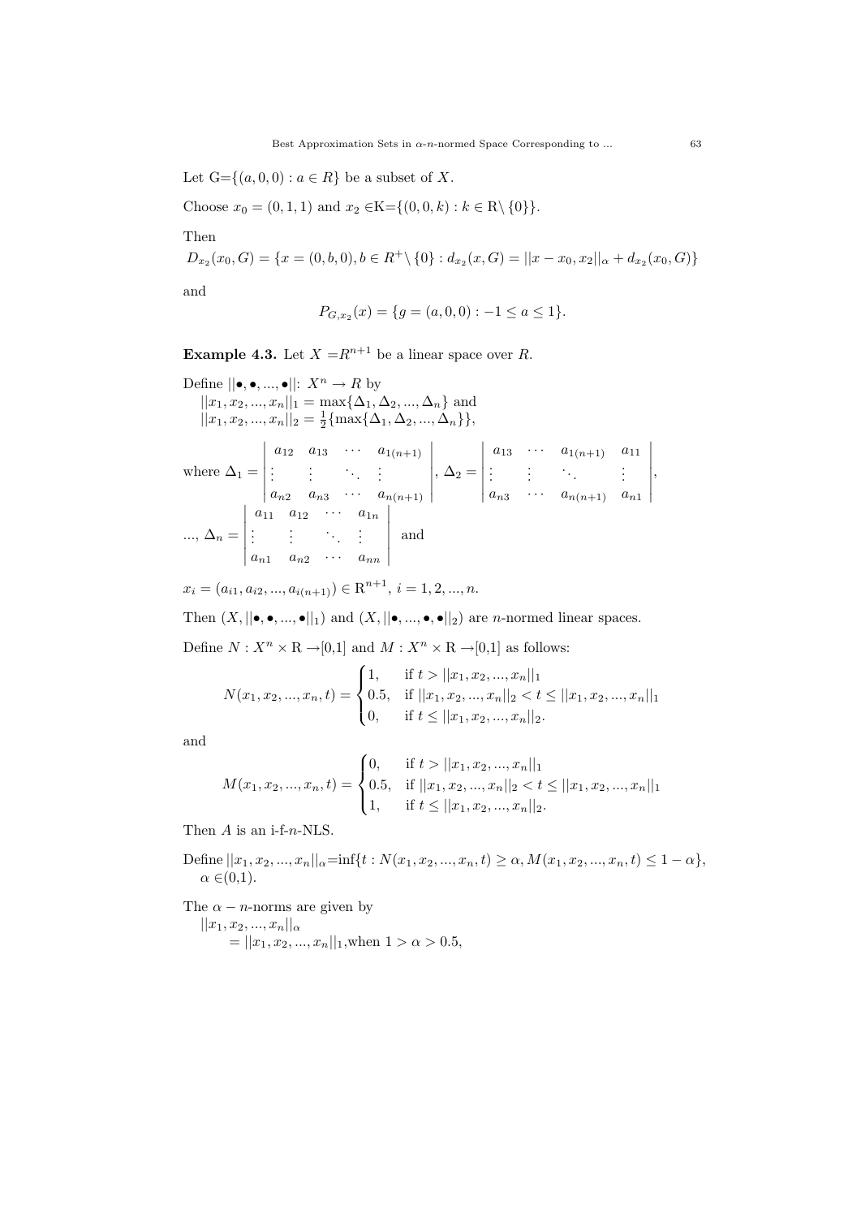Let G$=\{(a,0,0) : a \in R\}$ be a subset of $X$.

Choose $x_0 = (0,1,1)$ and $x_2 \in$K$=\{(0,0,k) : k \in$ R$\setminus \{0\}\}$.

Then

$D_{x_2}(x_0, G) = \{x = (0,b,0), b \in R^+ \setminus \{0\} : d_{x_2}(x, G) = ||x - x_0, x_2||_\alpha + d_{x_2}(x_0, G)\}$

and

$$P_{G,x_2}(x) = \{g = (a,0,0) : -1 \leq a \leq 1\}.$$

**Example 4.3.** Let $X = R^{n+1}$ be a linear space over $R$.

Define $||\bullet, \bullet, ..., \bullet||$: $X^n \rightarrow R$ by
$||x_1, x_2, ..., x_n||_1 = \max\{\Delta_1, \Delta_2, ..., \Delta_n\}$ and
$||x_1, x_2, ..., x_n||_2 = \frac{1}{2}\{\max\{\Delta_1, \Delta_2, ..., \Delta_n\}\}$,

where $\Delta_1 = \begin{vmatrix} a_{12} & a_{13} & \cdots & a_{1(n+1)} \\ \vdots & \vdots & \ddots & \vdots \\ a_{n2} & a_{n3} & \cdots & a_{n(n+1)} \end{vmatrix}$, $\Delta_2 = \begin{vmatrix} a_{13} & \cdots & a_{1(n+1)} & a_{11} \\ \vdots & \vdots & \ddots & \vdots \\ a_{n3} & \cdots & a_{n(n+1)} & a_{n1} \end{vmatrix}$,

..., $\Delta_n = \begin{vmatrix} a_{11} & a_{12} & \cdots & a_{1n} \\ \vdots & \vdots & \ddots & \vdots \\ a_{n1} & a_{n2} & \cdots & a_{nn} \end{vmatrix}$ and

$x_i = (a_{i1}, a_{i2}, ..., a_{i(n+1)}) \in$ R$^{n+1}$, $i = 1, 2, ..., n$.

Then $(X, ||\bullet, \bullet, ..., \bullet||_1)$ and $(X, ||\bullet, ..., \bullet, \bullet||_2)$ are $n$-normed linear spaces.

Define $N : X^n \times$ R $\rightarrow$[0,1] and $M : X^n \times$ R $\rightarrow$[0,1] as follows:

$$N(x_1, x_2, ..., x_n, t) = \begin{cases} 1, & \text{if } t > ||x_1, x_2, ..., x_n||_1 \\ 0.5, & \text{if } ||x_1, x_2, ..., x_n||_2 < t \leq ||x_1, x_2, ..., x_n||_1 \\ 0, & \text{if } t \leq ||x_1, x_2, ..., x_n||_2. \end{cases}$$

and

$$M(x_1, x_2, ..., x_n, t) = \begin{cases} 0, & \text{if } t > ||x_1, x_2, ..., x_n||_1 \\ 0.5, & \text{if } ||x_1, x_2, ..., x_n||_2 < t \leq ||x_1, x_2, ..., x_n||_1 \\ 1, & \text{if } t \leq ||x_1, x_2, ..., x_n||_2. \end{cases}$$

Then $A$ is an i-f-$n$-NLS.

Define $||x_1, x_2, ..., x_n||_\alpha$=$\inf\{t : N(x_1, x_2, ..., x_n, t) \geq \alpha, M(x_1, x_2, ..., x_n, t) \leq 1 - \alpha\}$, $\alpha \in$(0,1).

The $\alpha - n$-norms are given by
$||x_1, x_2, ..., x_n||_\alpha$
$= ||x_1, x_2, ..., x_n||_1$,when $1 > \alpha > 0.5$,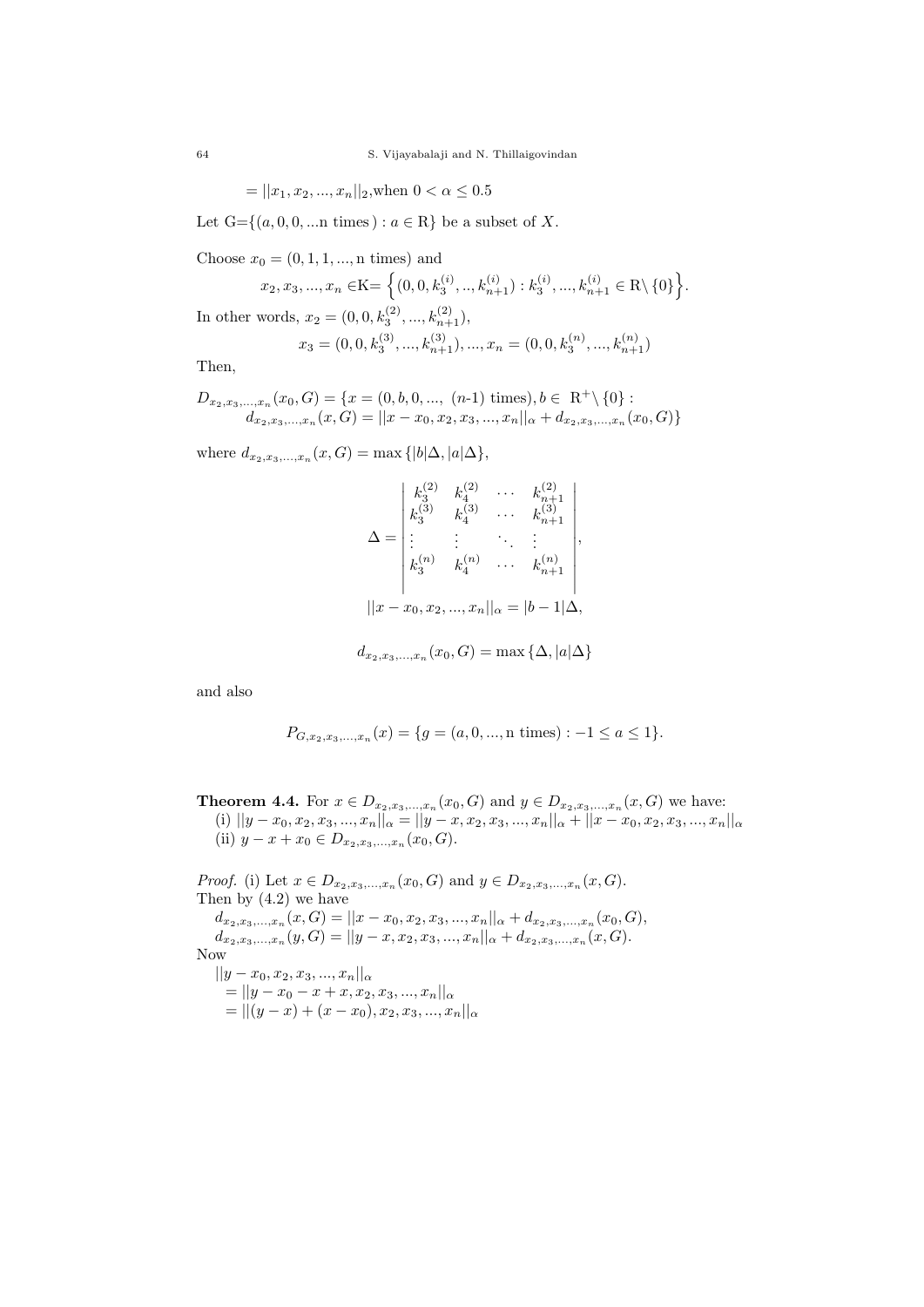$= ||x_1, x_2, ..., x_n||_2$,when $0 < \alpha \leq 0.5$

Let G=$\{(a, 0, 0, ...\text{n times}) : a \in \mathrm{R}\}$ be a subset of $X$.

Choose $x_0 = (0, 1, 1, ..., \text{n times})$ and

$$x_2, x_3, ..., x_n \in \mathrm{K}= \Big\{(0, 0, k_3^{(i)}, .., k_{n+1}^{(i)}) : k_3^{(i)}, ..., k_{n+1}^{(i)} \in \mathrm{R} \setminus \{0\}\Big\}.$$

In other words, $x_2 = (0, 0, k_3^{(2)}, ..., k_{n+1}^{(2)})$,

$$x_3 = (0, 0, k_3^{(3)}, ..., k_{n+1}^{(3)}), ..., x_n = (0, 0, k_3^{(n)}, ..., k_{n+1}^{(n)})$$

Then,

$$D_{x_2,x_3,...,x_n}(x_0, G) = \{x = (0, b, 0, ..., \ (n\text{-}1) \text{ times}), b \in \ \mathrm{R}^+ \setminus \{0\} : d_{x_2,x_3,...,x_n}(x, G) = ||x - x_0, x_2, x_3, ..., x_n||_\alpha + d_{x_2,x_3,...,x_n}(x_0, G)\}$$

where $d_{x_2,x_3,...,x_n}(x, G) = \max\{|b|\Delta, |a|\Delta\}$,

$$\Delta = \begin{vmatrix} k_3^{(2)} & k_4^{(2)} & \cdots & k_{n+1}^{(2)} \\ k_3^{(3)} & k_4^{(3)} & \cdots & k_{n+1}^{(3)} \\ \vdots & \vdots & \ddots & \vdots \\ k_3^{(n)} & k_4^{(n)} & \cdots & k_{n+1}^{(n)} \end{vmatrix},$$

$$||x - x_0, x_2, ..., x_n||_\alpha = |b - 1|\Delta,$$

$$d_{x_2,x_3,...,x_n}(x_0, G) = \max\{\Delta, |a|\Delta\}$$

and also

$$P_{G,x_2,x_3,...,x_n}(x) = \{g = (a, 0, ..., \text{n times}) : -1 \leq a \leq 1\}.$$

**Theorem 4.4.** For $x \in D_{x_2,x_3,...,x_n}(x_0, G)$ and $y \in D_{x_2,x_3,...,x_n}(x, G)$ we have:
(i) $||y - x_0, x_2, x_3, ..., x_n||_\alpha = ||y - x, x_2, x_3, ..., x_n||_\alpha + ||x - x_0, x_2, x_3, ..., x_n||_\alpha$
(ii) $y - x + x_0 \in D_{x_2,x_3,...,x_n}(x_0, G)$.

*Proof.* (i) Let $x \in D_{x_2,x_3,...,x_n}(x_0, G)$ and $y \in D_{x_2,x_3,...,x_n}(x, G)$.
Then by (4.2) we have

$d_{x_2,x_3,...,x_n}(x, G) = ||x - x_0, x_2, x_3, ..., x_n||_\alpha + d_{x_2,x_3,...,x_n}(x_0, G)$,
$d_{x_2,x_3,...,x_n}(y, G) = ||y - x, x_2, x_3, ..., x_n||_\alpha + d_{x_2,x_3,...,x_n}(x, G)$.

Now

$||y - x_0, x_2, x_3, ..., x_n||_\alpha$
$= ||y - x_0 - x + x, x_2, x_3, ..., x_n||_\alpha$
$= ||(y - x) + (x - x_0), x_2, x_3, ..., x_n||_\alpha$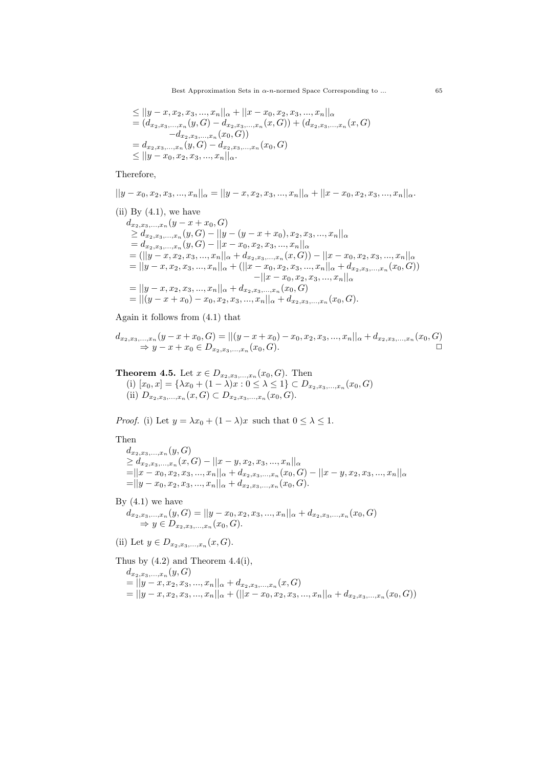$$
\begin{aligned}
&\leq ||y - x, x_2, x_3, ..., x_n||_\alpha + ||x - x_0, x_2, x_3, ..., x_n||_\alpha \\
&= (d_{x_2,x_3,...,x_n}(y, G) - d_{x_2,x_3,...,x_n}(x, G)) + (d_{x_2,x_3,...,x_n}(x, G) \\
&\qquad - d_{x_2,x_3,...,x_n}(x_0, G)) \\
&= d_{x_2,x_3,...,x_n}(y, G) - d_{x_2,x_3,...,x_n}(x_0, G) \\
&\leq ||y - x_0, x_2, x_3, ..., x_n||_\alpha.
\end{aligned}
$$

Therefore,

$$
||y - x_0, x_2, x_3, ..., x_n||_\alpha = ||y - x, x_2, x_3, ..., x_n||_\alpha + ||x - x_0, x_2, x_3, ..., x_n||_\alpha.
$$

(ii) By (4.1), we have

$$
\begin{aligned}
&d_{x_2,x_3,...,x_n}(y - x + x_0, G) \\
&\geq d_{x_2,x_3,...,x_n}(y, G) - ||y - (y - x + x_0), x_2, x_3, ..., x_n||_\alpha \\
&= d_{x_2,x_3,...,x_n}(y, G) - ||x - x_0, x_2, x_3, ..., x_n||_\alpha \\
&= (||y - x, x_2, x_3, ..., x_n||_\alpha + d_{x_2,x_3,...,x_n}(x, G)) - ||x - x_0, x_2, x_3, ..., x_n||_\alpha \\
&= ||y - x, x_2, x_3, ..., x_n||_\alpha + (||x - x_0, x_2, x_3, ..., x_n||_\alpha + d_{x_2,x_3,...,x_n}(x_0, G)) \\
&\qquad - ||x - x_0, x_2, x_3, ..., x_n||_\alpha \\
&= ||y - x, x_2, x_3, ..., x_n||_\alpha + d_{x_2,x_3,...,x_n}(x_0, G) \\
&= ||(y - x + x_0) - x_0, x_2, x_3, ..., x_n||_\alpha + d_{x_2,x_3,...,x_n}(x_0, G).
\end{aligned}
$$

Again it follows from (4.1) that

$$
\begin{aligned}
&d_{x_2,x_3,...,x_n}(y - x + x_0, G) = ||(y - x + x_0) - x_0, x_2, x_3, ..., x_n||_\alpha + d_{x_2,x_3,...,x_n}(x_0, G) \\
&\qquad \Rightarrow y - x + x_0 \in D_{x_2,x_3,...,x_n}(x_0, G).
\end{aligned}
$$

□

**Theorem 4.5.** Let $x \in D_{x_2,x_3,...,x_n}(x_0, G)$. Then
(i) $[x_0, x] = \{\lambda x_0 + (1 - \lambda)x : 0 \leq \lambda \leq 1\} \subset D_{x_2,x_3,...,x_n}(x_0, G)$
(ii) $D_{x_2,x_3,...,x_n}(x, G) \subset D_{x_2,x_3,...,x_n}(x_0, G)$.

*Proof.* (i) Let $y = \lambda x_0 + (1 - \lambda)x$ such that $0 \leq \lambda \leq 1$.

Then

$$
\begin{aligned}
&d_{x_2,x_3,...,x_n}(y, G) \\
&\geq d_{x_2,x_3,...,x_n}(x, G) - ||x - y, x_2, x_3, ..., x_n||_\alpha \\
&= ||x - x_0, x_2, x_3, ..., x_n||_\alpha + d_{x_2,x_3,...,x_n}(x_0, G) - ||x - y, x_2, x_3, ..., x_n||_\alpha \\
&= ||y - x_0, x_2, x_3, ..., x_n||_\alpha + d_{x_2,x_3,...,x_n}(x_0, G).
\end{aligned}
$$

By (4.1) we have

$$
\begin{aligned}
&d_{x_2,x_3,...,x_n}(y, G) = ||y - x_0, x_2, x_3, ..., x_n||_\alpha + d_{x_2,x_3,...,x_n}(x_0, G) \\
&\qquad \Rightarrow y \in D_{x_2,x_3,...,x_n}(x_0, G).
\end{aligned}
$$

(ii) Let $y \in D_{x_2,x_3,...,x_n}(x, G)$.

Thus by (4.2) and Theorem 4.4(i),

$$
\begin{aligned}
&d_{x_2,x_3,...,x_n}(y, G) \\
&= ||y - x, x_2, x_3, ..., x_n||_\alpha + d_{x_2,x_3,...,x_n}(x, G) \\
&= ||y - x, x_2, x_3, ..., x_n||_\alpha + (||x - x_0, x_2, x_3, ..., x_n||_\alpha + d_{x_2,x_3,...,x_n}(x_0, G))
\end{aligned}
$$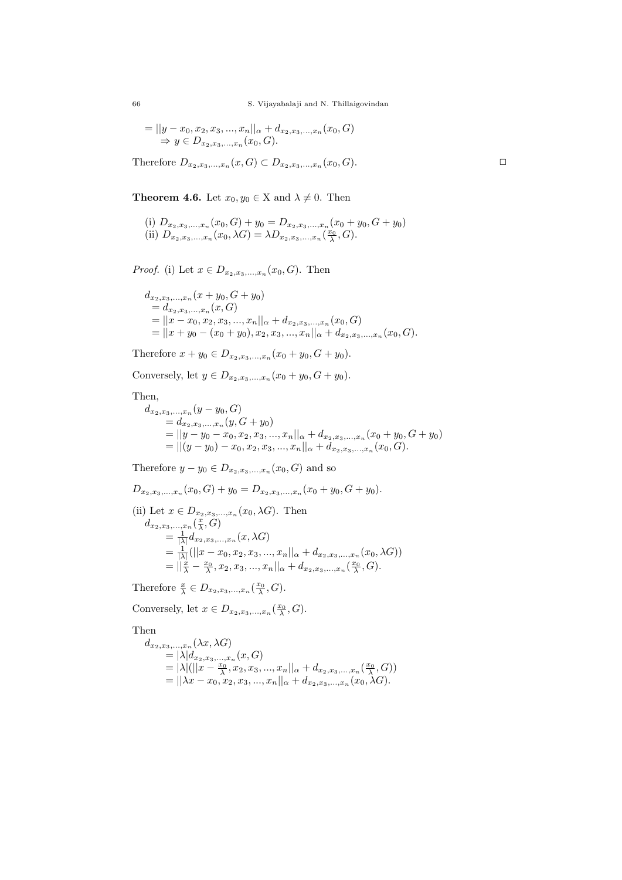$$= ||y - x_0, x_2, x_3, ..., x_n||_\alpha + d_{x_2,x_3,...,x_n}(x_0, G)$$
$$\Rightarrow y \in D_{x_2,x_3,...,x_n}(x_0, G).$$

Therefore $D_{x_2,x_3,...,x_n}(x, G) \subset D_{x_2,x_3,...,x_n}(x_0, G)$. □

**Theorem 4.6.** Let $x_0, y_0 \in \mathrm{X}$ and $\lambda \neq 0$. Then

(i) $D_{x_2,x_3,...,x_n}(x_0, G) + y_0 = D_{x_2,x_3,...,x_n}(x_0 + y_0, G + y_0)$
(ii) $D_{x_2,x_3,...,x_n}(x_0, \lambda G) = \lambda D_{x_2,x_3,...,x_n}(\frac{x_0}{\lambda}, G)$.

*Proof.* (i) Let $x \in D_{x_2,x_3,...,x_n}(x_0, G)$. Then

$$\begin{aligned}
&d_{x_2,x_3,...,x_n}(x + y_0, G + y_0) \\
&= d_{x_2,x_3,...,x_n}(x, G) \\
&= ||x - x_0, x_2, x_3, ..., x_n||_\alpha + d_{x_2,x_3,...,x_n}(x_0, G) \\
&= ||x + y_0 - (x_0 + y_0), x_2, x_3, ..., x_n||_\alpha + d_{x_2,x_3,...,x_n}(x_0, G).
\end{aligned}$$

Therefore $x + y_0 \in D_{x_2,x_3,...,x_n}(x_0 + y_0, G + y_0)$.

Conversely, let $y \in D_{x_2,x_3,...,x_n}(x_0 + y_0, G + y_0)$.

Then,

$$\begin{aligned}
&d_{x_2,x_3,...,x_n}(y - y_0, G) \\
&= d_{x_2,x_3,...,x_n}(y, G + y_0) \\
&= ||y - y_0 - x_0, x_2, x_3, ..., x_n||_\alpha + d_{x_2,x_3,...,x_n}(x_0 + y_0, G + y_0) \\
&= ||(y - y_0) - x_0, x_2, x_3, ..., x_n||_\alpha + d_{x_2,x_3,...,x_n}(x_0, G).
\end{aligned}$$

Therefore $y - y_0 \in D_{x_2,x_3,...,x_n}(x_0, G)$ and so

$$D_{x_2,x_3,...,x_n}(x_0, G) + y_0 = D_{x_2,x_3,...,x_n}(x_0 + y_0, G + y_0).$$

(ii) Let $x \in D_{x_2,x_3,...,x_n}(x_0, \lambda G)$. Then

$$\begin{aligned}
&d_{x_2,x_3,...,x_n}(\tfrac{x}{\lambda}, G) \\
&= \tfrac{1}{|\lambda|} d_{x_2,x_3,...,x_n}(x, \lambda G) \\
&= \tfrac{1}{|\lambda|}(||x - x_0, x_2, x_3, ..., x_n||_\alpha + d_{x_2,x_3,...,x_n}(x_0, \lambda G)) \\
&= ||\tfrac{x}{\lambda} - \tfrac{x_0}{\lambda}, x_2, x_3, ..., x_n||_\alpha + d_{x_2,x_3,...,x_n}(\tfrac{x_0}{\lambda}, G).
\end{aligned}$$

Therefore $\frac{x}{\lambda} \in D_{x_2,x_3,...,x_n}(\frac{x_0}{\lambda}, G)$.

Conversely, let $x \in D_{x_2,x_3,...,x_n}(\frac{x_0}{\lambda}, G)$.

Then

$$\begin{aligned}
&d_{x_2,x_3,...,x_n}(\lambda x, \lambda G) \\
&= |\lambda| d_{x_2,x_3,...,x_n}(x, G) \\
&= |\lambda|(||x - \tfrac{x_0}{\lambda}, x_2, x_3, ..., x_n||_\alpha + d_{x_2,x_3,...,x_n}(\tfrac{x_0}{\lambda}, G)) \\
&= ||\lambda x - x_0, x_2, x_3, ..., x_n||_\alpha + d_{x_2,x_3,...,x_n}(x_0, \lambda G).
\end{aligned}$$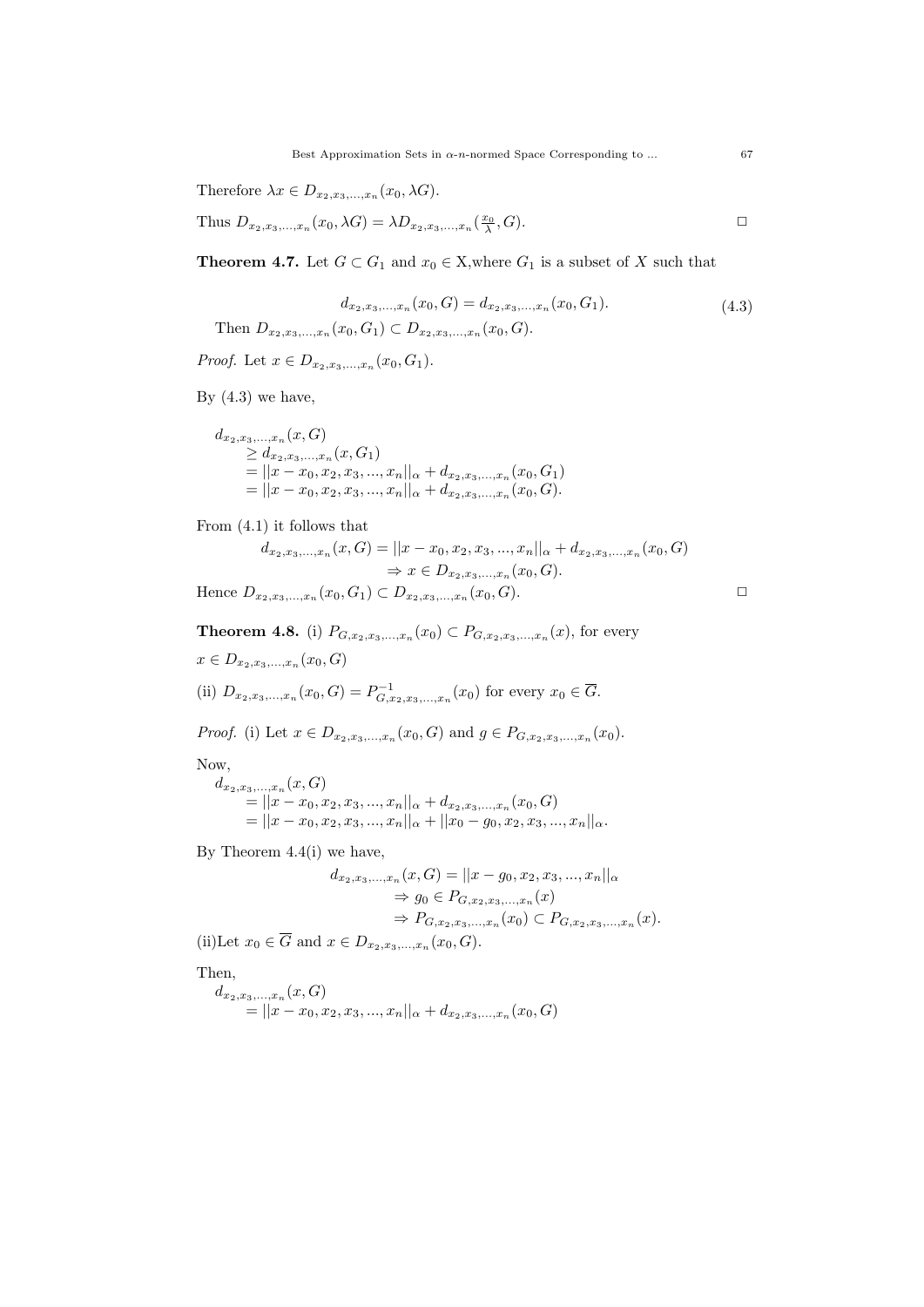Therefore $\lambda x \in D_{x_2,x_3,...,x_n}(x_0, \lambda G)$.

Thus $D_{x_2,x_3,...,x_n}(x_0, \lambda G) = \lambda D_{x_2,x_3,...,x_n}(\frac{x_0}{\lambda}, G)$. $\square$

**Theorem 4.7.** Let $G \subset G_1$ and $x_0 \in$ X,where $G_1$ is a subset of $X$ such that

$$d_{x_2,x_3,...,x_n}(x_0, G) = d_{x_2,x_3,...,x_n}(x_0, G_1). \tag{4.3}$$

Then $D_{x_2,x_3,...,x_n}(x_0, G_1) \subset D_{x_2,x_3,...,x_n}(x_0, G)$.

*Proof.* Let $x \in D_{x_2,x_3,...,x_n}(x_0, G_1)$.

By (4.3) we have,

$$\begin{aligned}
&d_{x_2,x_3,...,x_n}(x, G) \\
&\quad \geq d_{x_2,x_3,...,x_n}(x, G_1) \\
&\quad = ||x - x_0, x_2, x_3, ..., x_n||_\alpha + d_{x_2,x_3,...,x_n}(x_0, G_1) \\
&\quad = ||x - x_0, x_2, x_3, ..., x_n||_\alpha + d_{x_2,x_3,...,x_n}(x_0, G).
\end{aligned}$$

From (4.1) it follows that

$$\begin{aligned}
d_{x_2,x_3,...,x_n}(x, G) &= ||x - x_0, x_2, x_3, ..., x_n||_\alpha + d_{x_2,x_3,...,x_n}(x_0, G) \\
&\Rightarrow x \in D_{x_2,x_3,...,x_n}(x_0, G).
\end{aligned}$$

Hence $D_{x_2,x_3,...,x_n}(x_0, G_1) \subset D_{x_2,x_3,...,x_n}(x_0, G)$. $\square$

**Theorem 4.8.** (i) $P_{G,x_2,x_3,...,x_n}(x_0) \subset P_{G,x_2,x_3,...,x_n}(x)$, for every $x \in D_{x_2,x_3,...,x_n}(x_0, G)$

(ii) $D_{x_2,x_3,...,x_n}(x_0, G) = P^{-1}_{G,x_2,x_3,...,x_n}(x_0)$ for every $x_0 \in \overline{G}$.

*Proof.* (i) Let $x \in D_{x_2,x_3,...,x_n}(x_0, G)$ and $g \in P_{G,x_2,x_3,...,x_n}(x_0)$.

Now,

$$\begin{aligned}
&d_{x_2,x_3,...,x_n}(x, G) \\
&\quad = ||x - x_0, x_2, x_3, ..., x_n||_\alpha + d_{x_2,x_3,...,x_n}(x_0, G) \\
&\quad = ||x - x_0, x_2, x_3, ..., x_n||_\alpha + ||x_0 - g_0, x_2, x_3, ..., x_n||_\alpha.
\end{aligned}$$

By Theorem 4.4(i) we have,

$$\begin{aligned}
d_{x_2,x_3,...,x_n}(x, G) &= ||x - g_0, x_2, x_3, ..., x_n||_\alpha \\
&\Rightarrow g_0 \in P_{G,x_2,x_3,...,x_n}(x) \\
&\Rightarrow P_{G,x_2,x_3,...,x_n}(x_0) \subset P_{G,x_2,x_3,...,x_n}(x).
\end{aligned}$$

(ii)Let $x_0 \in \overline{G}$ and $x \in D_{x_2,x_3,...,x_n}(x_0, G)$.

Then,

$$\begin{aligned}
&d_{x_2,x_3,...,x_n}(x, G) \\
&\quad = ||x - x_0, x_2, x_3, ..., x_n||_\alpha + d_{x_2,x_3,...,x_n}(x_0, G)
\end{aligned}$$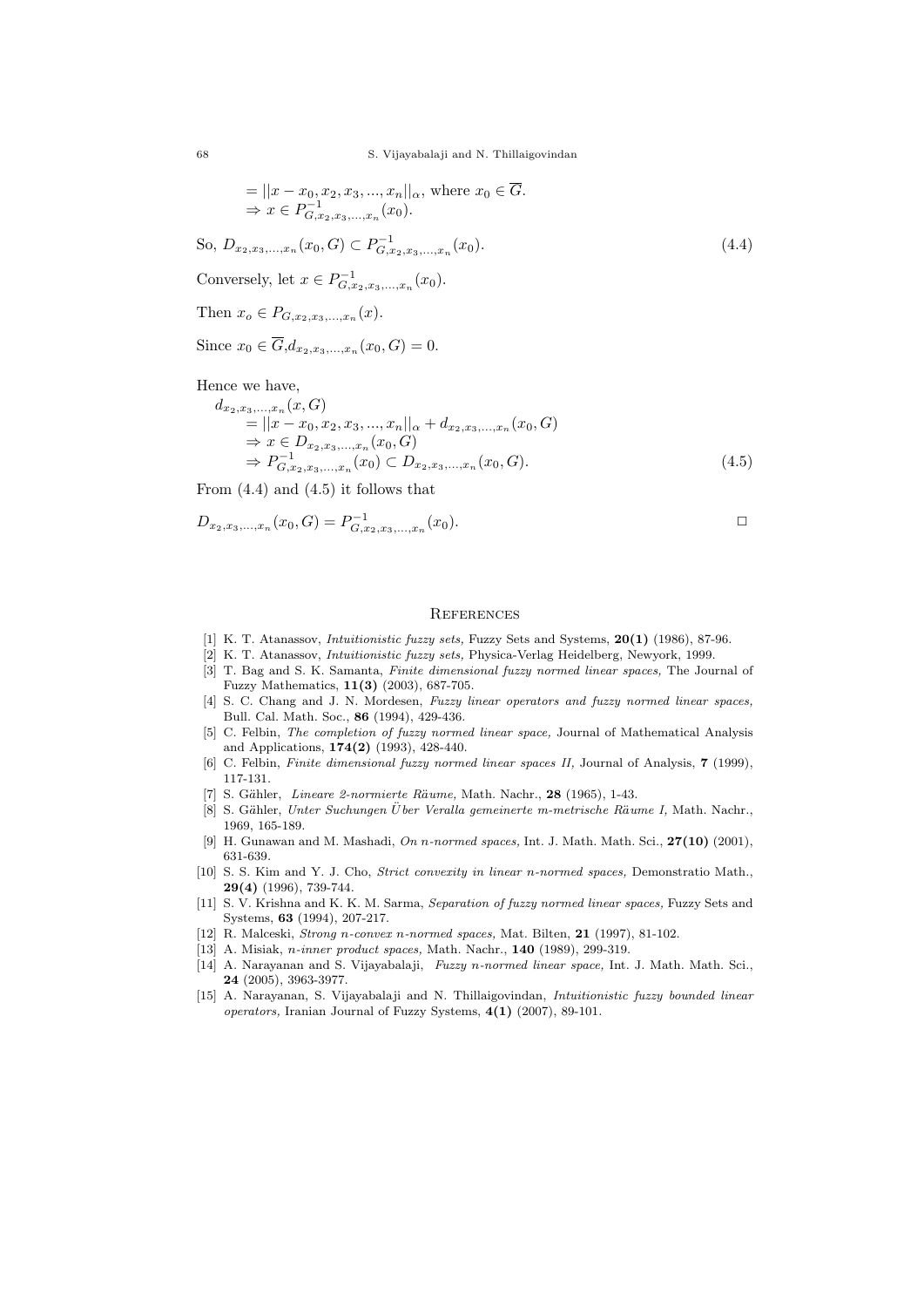$$= ||x - x_0, x_2, x_3, ..., x_n||_\alpha, \text{ where } x_0 \in \overline{G}.$$
$$\Rightarrow x \in P^{-1}_{G,x_2,x_3,...,x_n}(x_0).$$

So, $D_{x_2,x_3,...,x_n}(x_0, G) \subset P^{-1}_{G,x_2,x_3,...,x_n}(x_0)$. (4.4)

Conversely, let $x \in P^{-1}_{G,x_2,x_3,...,x_n}(x_0)$.

Then $x_o \in P_{G,x_2,x_3,...,x_n}(x)$.

Since $x_0 \in \overline{G}, d_{x_2,x_3,...,x_n}(x_0, G) = 0$.

Hence we have,

$$d_{x_2,x_3,...,x_n}(x, G)$$
$$= ||x - x_0, x_2, x_3, ..., x_n||_\alpha + d_{x_2,x_3,...,x_n}(x_0, G)$$
$$\Rightarrow x \in D_{x_2,x_3,...,x_n}(x_0, G)$$
$$\Rightarrow P^{-1}_{G,x_2,x_3,...,x_n}(x_0) \subset D_{x_2,x_3,...,x_n}(x_0, G). \quad (4.5)$$

From (4.4) and (4.5) it follows that

$$D_{x_2,x_3,...,x_n}(x_0, G) = P^{-1}_{G,x_2,x_3,...,x_n}(x_0).$$ □

## References

[1] K. T. Atanassov, *Intuitionistic fuzzy sets,* Fuzzy Sets and Systems, **20(1)** (1986), 87-96.

[2] K. T. Atanassov, *Intuitionistic fuzzy sets,* Physica-Verlag Heidelberg, Newyork, 1999.

[3] T. Bag and S. K. Samanta, *Finite dimensional fuzzy normed linear spaces,* The Journal of Fuzzy Mathematics, **11(3)** (2003), 687-705.

[4] S. C. Chang and J. N. Mordesen, *Fuzzy linear operators and fuzzy normed linear spaces,* Bull. Cal. Math. Soc., **86** (1994), 429-436.

[5] C. Felbin, *The completion of fuzzy normed linear space,* Journal of Mathematical Analysis and Applications, **174(2)** (1993), 428-440.

[6] C. Felbin, *Finite dimensional fuzzy normed linear spaces II,* Journal of Analysis, **7** (1999), 117-131.

[7] S. Gähler, *Lineare 2-normierte Räume,* Math. Nachr., **28** (1965), 1-43.

[8] S. Gähler, *Unter Suchungen Über Veralla gemeinerte m-metrische Räume I,* Math. Nachr., 1969, 165-189.

[9] H. Gunawan and M. Mashadi, *On n-normed spaces,* Int. J. Math. Math. Sci., **27(10)** (2001), 631-639.

[10] S. S. Kim and Y. J. Cho, *Strict convexity in linear n-normed spaces,* Demonstratio Math., **29(4)** (1996), 739-744.

[11] S. V. Krishna and K. K. M. Sarma, *Separation of fuzzy normed linear spaces,* Fuzzy Sets and Systems, **63** (1994), 207-217.

[12] R. Malceski, *Strong n-convex n-normed spaces,* Mat. Bilten, **21** (1997), 81-102.

[13] A. Misiak, *n-inner product spaces,* Math. Nachr., **140** (1989), 299-319.

[14] A. Narayanan and S. Vijayabalaji, *Fuzzy n-normed linear space,* Int. J. Math. Math. Sci., **24** (2005), 3963-3977.

[15] A. Narayanan, S. Vijayabalaji and N. Thillaigovindan, *Intuitionistic fuzzy bounded linear operators,* Iranian Journal of Fuzzy Systems, **4(1)** (2007), 89-101.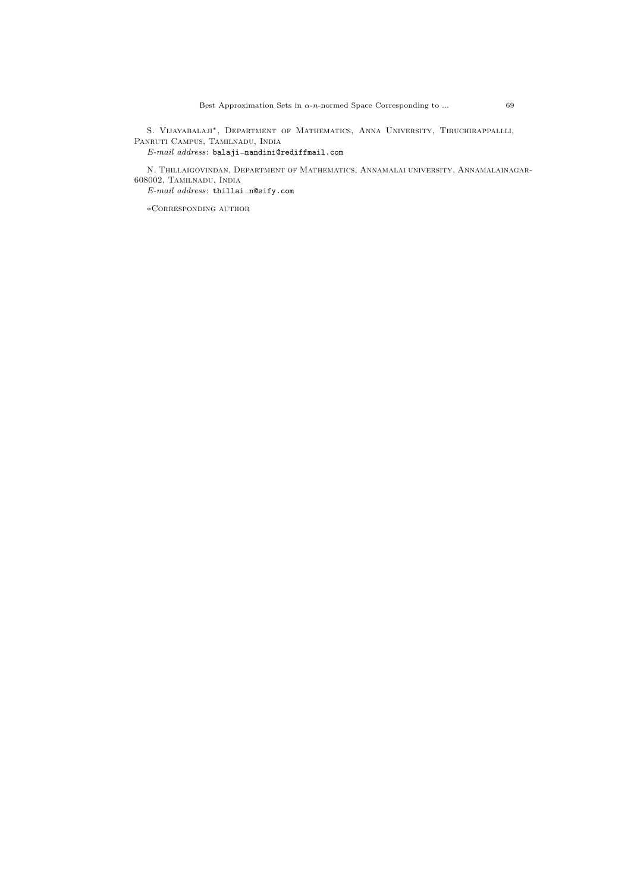S. Vijayabalaji*, Department of Mathematics, Anna University, Tiruchirappallli, Panruti Campus, Tamilnadu, India

*E-mail address*: balaji_nandini@rediffmail.com

N. Thillaigovindan, Department of Mathematics, Annamalai university, Annamalainagar-608002, Tamilnadu, India

*E-mail address*: thillai_n@sify.com

*Corresponding author